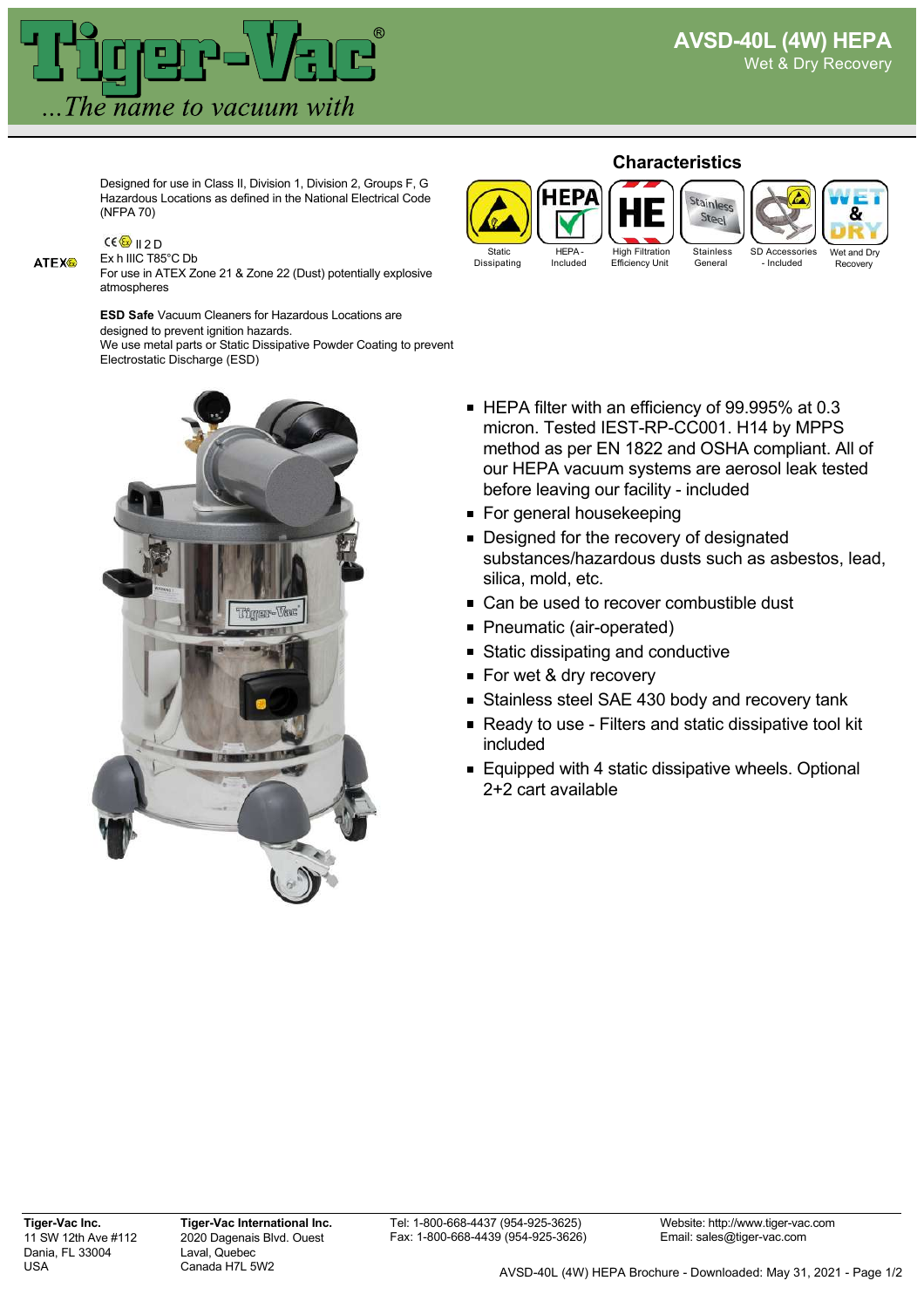# Tiger-Vac®

*...The name to vacuum with*

## AVSD-40L (4W) HEPA

Wet & Dry Recovery

Designed for use in Class II, Division 1, Division 2, Groups F, G Hazardous Locations as defined in the National Electrical Code (NFPA 70)

ATEX

CE Ex II 2 D
Ex h IIIC T85°C Db
For use in ATEX Zone 21 & Zone 22 (Dust) potentially explosive atmospheres

**ESD Safe** Vacuum Cleaners for Hazardous Locations are designed to prevent ignition hazards.
We use metal parts or Static Dissipative Powder Coating to prevent Electrostatic Discharge (ESD)

### Characteristics

- Static Dissipating
- HEPA - Included
- High Filtration Efficiency Unit
- Stainless General
- SD Accessories - Included
- Wet and Dry Recovery

- HEPA filter with an efficiency of 99.995% at 0.3 micron. Tested IEST-RP-CC001. H14 by MPPS method as per EN 1822 and OSHA compliant. All of our HEPA vacuum systems are aerosol leak tested before leaving our facility - included
- For general housekeeping
- Designed for the recovery of designated substances/hazardous dusts such as asbestos, lead, silica, mold, etc.
- Can be used to recover combustible dust
- Pneumatic (air-operated)
- Static dissipating and conductive
- For wet & dry recovery
- Stainless steel SAE 430 body and recovery tank
- Ready to use - Filters and static dissipative tool kit included
- Equipped with 4 static dissipative wheels. Optional 2+2 cart available

**Tiger-Vac Inc.**
11 SW 12th Ave #112
Dania, FL 33004
USA

**Tiger-Vac International Inc.**
2020 Dagenais Blvd. Ouest
Laval, Quebec
Canada H7L 5W2

Tel: 1-800-668-4437 (954-925-3625)
Fax: 1-800-668-4439 (954-925-3626)

Website: http://www.tiger-vac.com
Email: sales@tiger-vac.com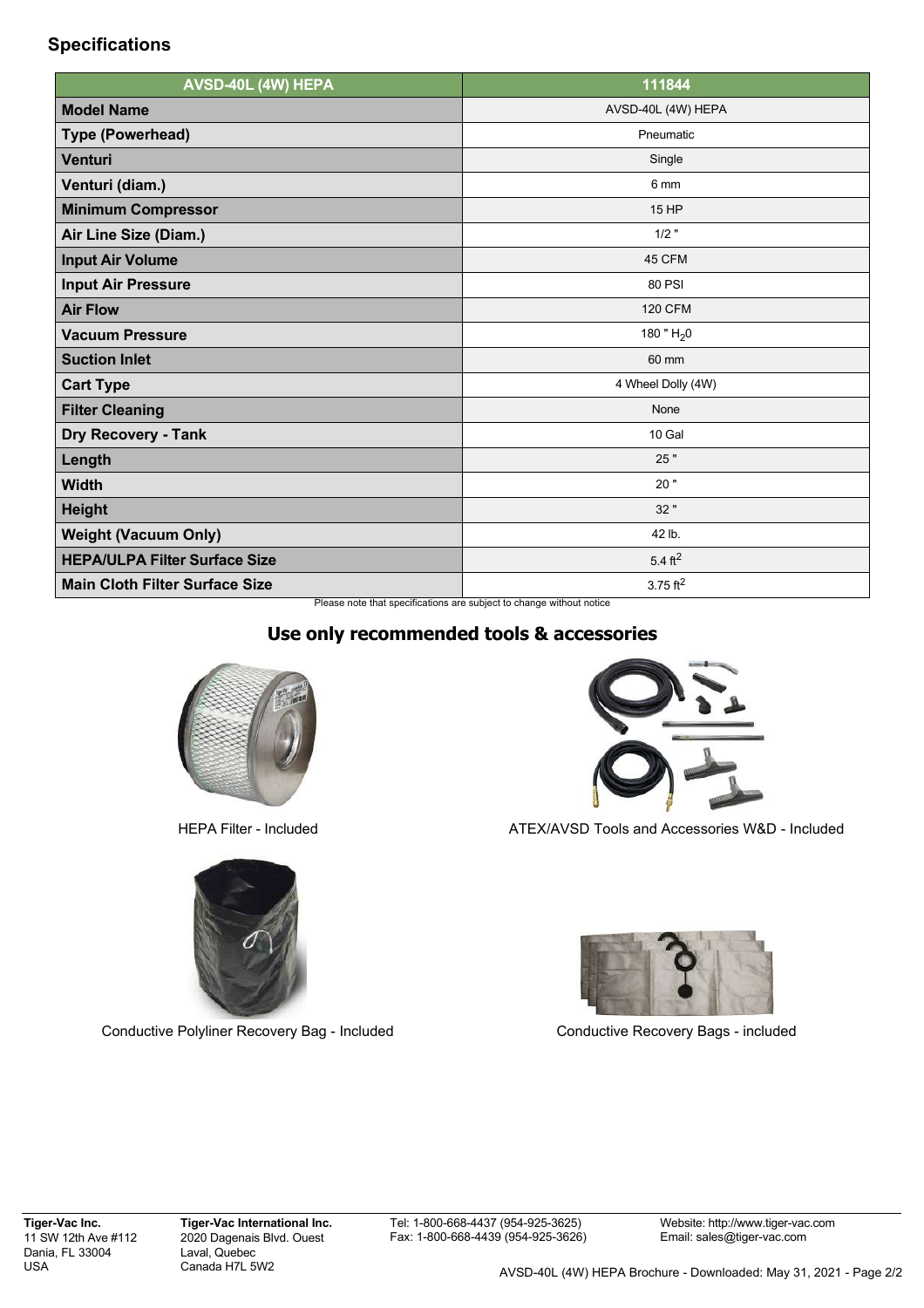## Specifications

| AVSD-40L (4W) HEPA | 111844 |
|---|---|
| **Model Name** | AVSD-40L (4W) HEPA |
| **Type (Powerhead)** | Pneumatic |
| **Venturi** | Single |
| **Venturi (diam.)** | 6 mm |
| **Minimum Compressor** | 15 HP |
| **Air Line Size (Diam.)** | 1/2 " |
| **Input Air Volume** | 45 CFM |
| **Input Air Pressure** | 80 PSI |
| **Air Flow** | 120 CFM |
| **Vacuum Pressure** | 180 " $H_20$ |
| **Suction Inlet** | 60 mm |
| **Cart Type** | 4 Wheel Dolly (4W) |
| **Filter Cleaning** | None |
| **Dry Recovery - Tank** | 10 Gal |
| **Length** | 25 " |
| **Width** | 20 " |
| **Height** | 32 " |
| **Weight (Vacuum Only)** | 42 lb. |
| **HEPA/ULPA Filter Surface Size** | 5.4 $ft^2$ |
| **Main Cloth Filter Surface Size** | 3.75 $ft^2$ |

Please note that specifications are subject to change without notice

## Use only recommended tools & accessories

HEPA Filter - Included

ATEX/AVSD Tools and Accessories W&D - Included

Conductive Polyliner Recovery Bag - Included

Conductive Recovery Bags - included

**Tiger-Vac Inc.**
11 SW 12th Ave #112
Dania, FL 33004
USA

**Tiger-Vac International Inc.**
2020 Dagenais Blvd. Ouest
Laval, Quebec
Canada H7L 5W2

Tel: 1-800-668-4437 (954-925-3625)
Fax: 1-800-668-4439 (954-925-3626)

Website: http://www.tiger-vac.com
Email: sales@tiger-vac.com